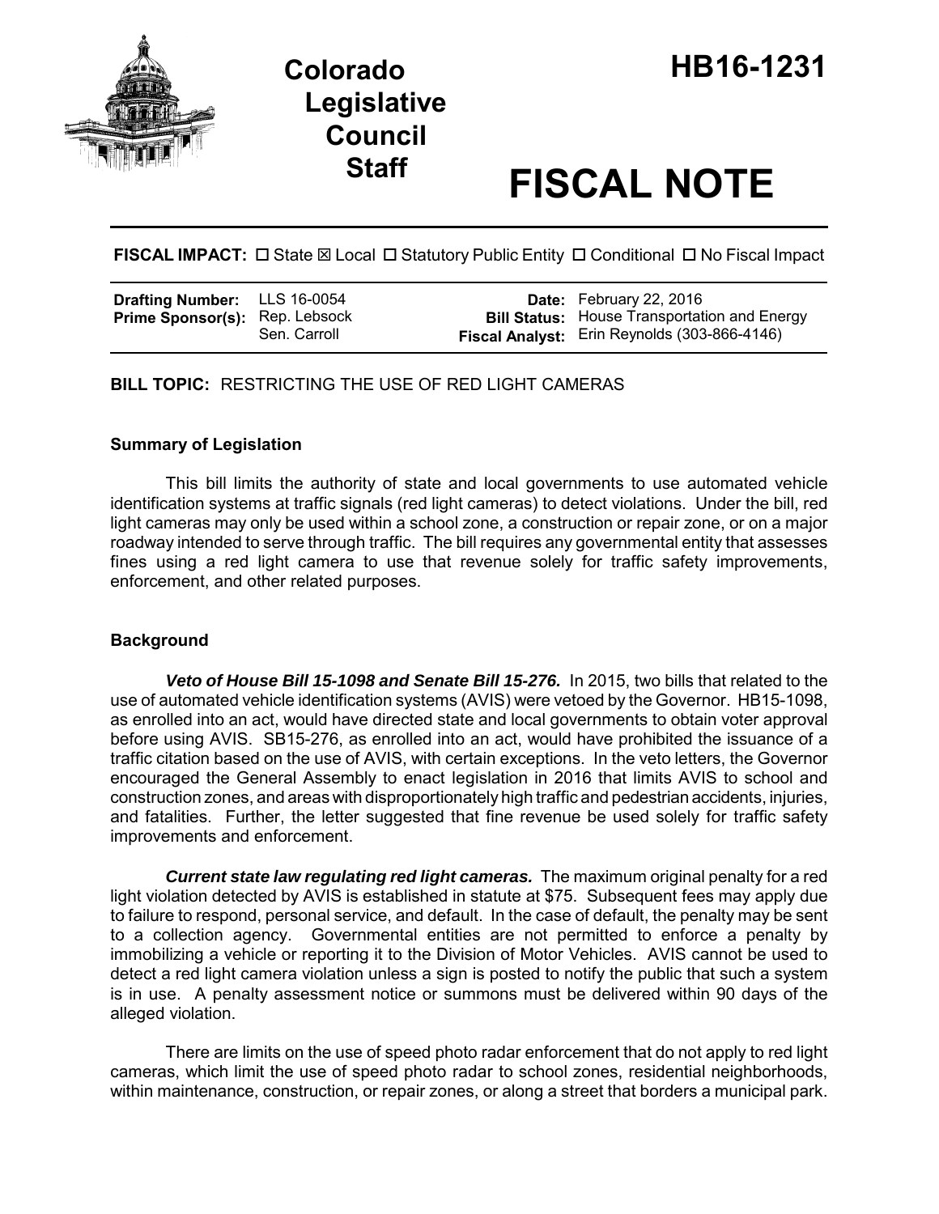# Colorado Legislative Council Staff

# HB16-1231

# FISCAL NOTE

**FISCAL IMPACT:** ☐ State ☒ Local ☐ Statutory Public Entity ☐ Conditional ☐ No Fiscal Impact

| | | | |
|---|---|---|---|
| **Drafting Number:** | LLS 16-0054 | **Date:** | February 22, 2016 |
| **Prime Sponsor(s):** | Rep. Lebsock<br>Sen. Carroll | **Bill Status:** | House Transportation and Energy |
| | | **Fiscal Analyst:** | Erin Reynolds (303-866-4146) |

**BILL TOPIC:** RESTRICTING THE USE OF RED LIGHT CAMERAS

### Summary of Legislation

This bill limits the authority of state and local governments to use automated vehicle identification systems at traffic signals (red light cameras) to detect violations. Under the bill, red light cameras may only be used within a school zone, a construction or repair zone, or on a major roadway intended to serve through traffic. The bill requires any governmental entity that assesses fines using a red light camera to use that revenue solely for traffic safety improvements, enforcement, and other related purposes.

### Background

***Veto of House Bill 15-1098 and Senate Bill 15-276.*** In 2015, two bills that related to the use of automated vehicle identification systems (AVIS) were vetoed by the Governor. HB15-1098, as enrolled into an act, would have directed state and local governments to obtain voter approval before using AVIS. SB15-276, as enrolled into an act, would have prohibited the issuance of a traffic citation based on the use of AVIS, with certain exceptions. In the veto letters, the Governor encouraged the General Assembly to enact legislation in 2016 that limits AVIS to school and construction zones, and areas with disproportionately high traffic and pedestrian accidents, injuries, and fatalities. Further, the letter suggested that fine revenue be used solely for traffic safety improvements and enforcement.

***Current state law regulating red light cameras.*** The maximum original penalty for a red light violation detected by AVIS is established in statute at $75. Subsequent fees may apply due to failure to respond, personal service, and default. In the case of default, the penalty may be sent to a collection agency. Governmental entities are not permitted to enforce a penalty by immobilizing a vehicle or reporting it to the Division of Motor Vehicles. AVIS cannot be used to detect a red light camera violation unless a sign is posted to notify the public that such a system is in use. A penalty assessment notice or summons must be delivered within 90 days of the alleged violation.

There are limits on the use of speed photo radar enforcement that do not apply to red light cameras, which limit the use of speed photo radar to school zones, residential neighborhoods, within maintenance, construction, or repair zones, or along a street that borders a municipal park.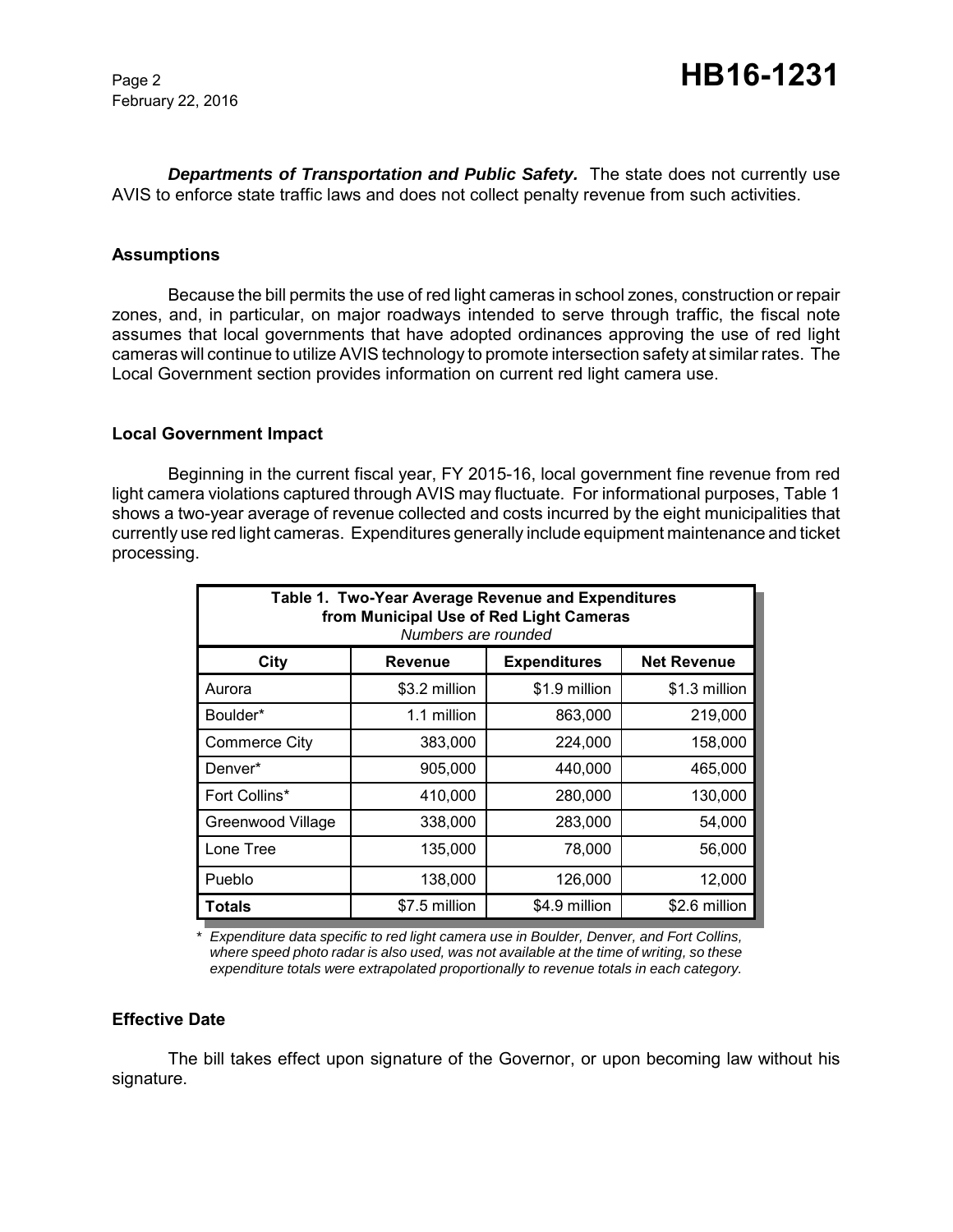***Departments of Transportation and Public Safety.*** The state does not currently use AVIS to enforce state traffic laws and does not collect penalty revenue from such activities.

## Assumptions

Because the bill permits the use of red light cameras in school zones, construction or repair zones, and, in particular, on major roadways intended to serve through traffic, the fiscal note assumes that local governments that have adopted ordinances approving the use of red light cameras will continue to utilize AVIS technology to promote intersection safety at similar rates. The Local Government section provides information on current red light camera use.

## Local Government Impact

Beginning in the current fiscal year, FY 2015-16, local government fine revenue from red light camera violations captured through AVIS may fluctuate. For informational purposes, Table 1 shows a two-year average of revenue collected and costs incurred by the eight municipalities that currently use red light cameras. Expenditures generally include equipment maintenance and ticket processing.

**Table 1. Two-Year Average Revenue and Expenditures from Municipal Use of Red Light Cameras**
*Numbers are rounded*

| City | Revenue | Expenditures | Net Revenue |
|---|---|---|---|
| Aurora | $3.2 million | $1.9 million | $1.3 million |
| Boulder* | 1.1 million | 863,000 | 219,000 |
| Commerce City | 383,000 | 224,000 | 158,000 |
| Denver* | 905,000 | 440,000 | 465,000 |
| Fort Collins* | 410,000 | 280,000 | 130,000 |
| Greenwood Village | 338,000 | 283,000 | 54,000 |
| Lone Tree | 135,000 | 78,000 | 56,000 |
| Pueblo | 138,000 | 126,000 | 12,000 |
| **Totals** | $7.5 million | $4.9 million | $2.6 million |

\* *Expenditure data specific to red light camera use in Boulder, Denver, and Fort Collins, where speed photo radar is also used, was not available at the time of writing, so these expenditure totals were extrapolated proportionally to revenue totals in each category.*

## Effective Date

The bill takes effect upon signature of the Governor, or upon becoming law without his signature.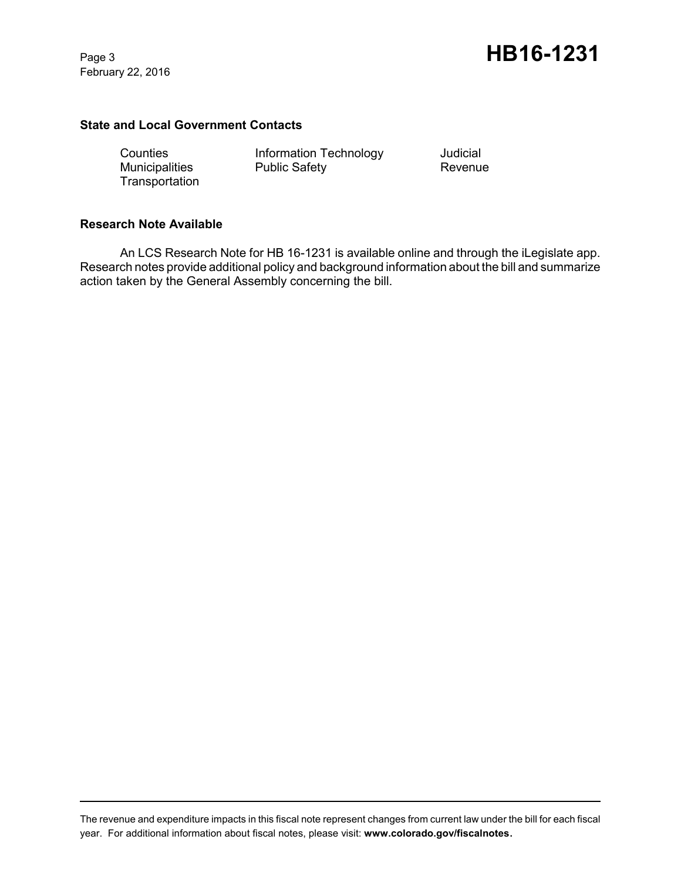## State and Local Government Contacts

| | | |
|---|---|---|
| Counties | Information Technology | Judicial |
| Municipalities | Public Safety | Revenue |
| Transportation | | |

## Research Note Available

An LCS Research Note for HB 16-1231 is available online and through the iLegislate app. Research notes provide additional policy and background information about the bill and summarize action taken by the General Assembly concerning the bill.

---

The revenue and expenditure impacts in this fiscal note represent changes from current law under the bill for each fiscal year. For additional information about fiscal notes, please visit: **www.colorado.gov/fiscalnotes.**